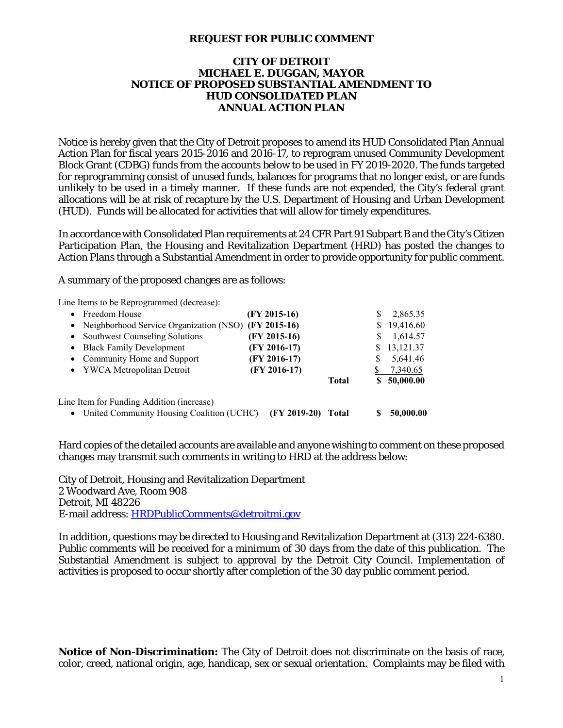# REQUEST FOR PUBLIC COMMENT

## CITY OF DETROIT
## MICHAEL E. DUGGAN, MAYOR
## NOTICE OF PROPOSED SUBSTANTIAL AMENDMENT TO HUD CONSOLIDATED PLAN ANNUAL ACTION PLAN

Notice is hereby given that the City of Detroit proposes to amend its HUD Consolidated Plan Annual Action Plan for fiscal years 2015-2016 and 2016-17, to reprogram unused Community Development Block Grant (CDBG) funds from the accounts below to be used in FY 2019-2020. The funds targeted for reprogramming consist of unused funds, balances for programs that no longer exist, or are funds unlikely to be used in a timely manner. If these funds are not expended, the City's federal grant allocations will be at risk of recapture by the U.S. Department of Housing and Urban Development (HUD). Funds will be allocated for activities that will allow for timely expenditures.

In accordance with Consolidated Plan requirements at 24 CFR Part 91 Subpart B and the City's Citizen Participation Plan, the Housing and Revitalization Department (HRD) has posted the changes to Action Plans through a Substantial Amendment in order to provide opportunity for public comment.

A summary of the proposed changes are as follows:

Line Items to be Reprogrammed (decrease):

| Line Item | Fiscal Year | | Amount |
|---|---|---|---|
| • Freedom House | **(FY 2015-16)** | | $ 2,865.35 |
| • Neighborhood Service Organization (NSO) | **(FY 2015-16)** | | $ 19,416.60 |
| • Southwest Counseling Solutions | **(FY 2015-16)** | | $ 1,614.57 |
| • Black Family Development | **(FY 2016-17)** | | $ 13,121.37 |
| • Community Home and Support | **(FY 2016-17)** | | $ 5,641.46 |
| • YWCA Metropolitan Detroit | **(FY 2016-17)** | | $ 7,340.65 |
| | | **Total** | **$ 50,000.00** |

Line Item for Funding Addition (increase)

| Line Item | Fiscal Year | | Amount |
|---|---|---|---|
| • United Community Housing Coalition (UCHC) | **(FY 2019-20)** | **Total** | **$ 50,000.00** |

Hard copies of the detailed accounts are available and anyone wishing to comment on these proposed changes may transmit such comments in writing to HRD at the address below:

City of Detroit, Housing and Revitalization Department
2 Woodward Ave, Room 908
Detroit, MI 48226
E-mail address: HRDPublicComments@detroitmi.gov

In addition, questions may be directed to Housing and Revitalization Department at (313) 224-6380. Public comments will be received for a minimum of 30 days from the date of this publication. The Substantial Amendment is subject to approval by the Detroit City Council. Implementation of activities is proposed to occur shortly after completion of the 30 day public comment period.

**Notice of Non-Discrimination:** The City of Detroit does not discriminate on the basis of race, color, creed, national origin, age, handicap, sex or sexual orientation. Complaints may be filed with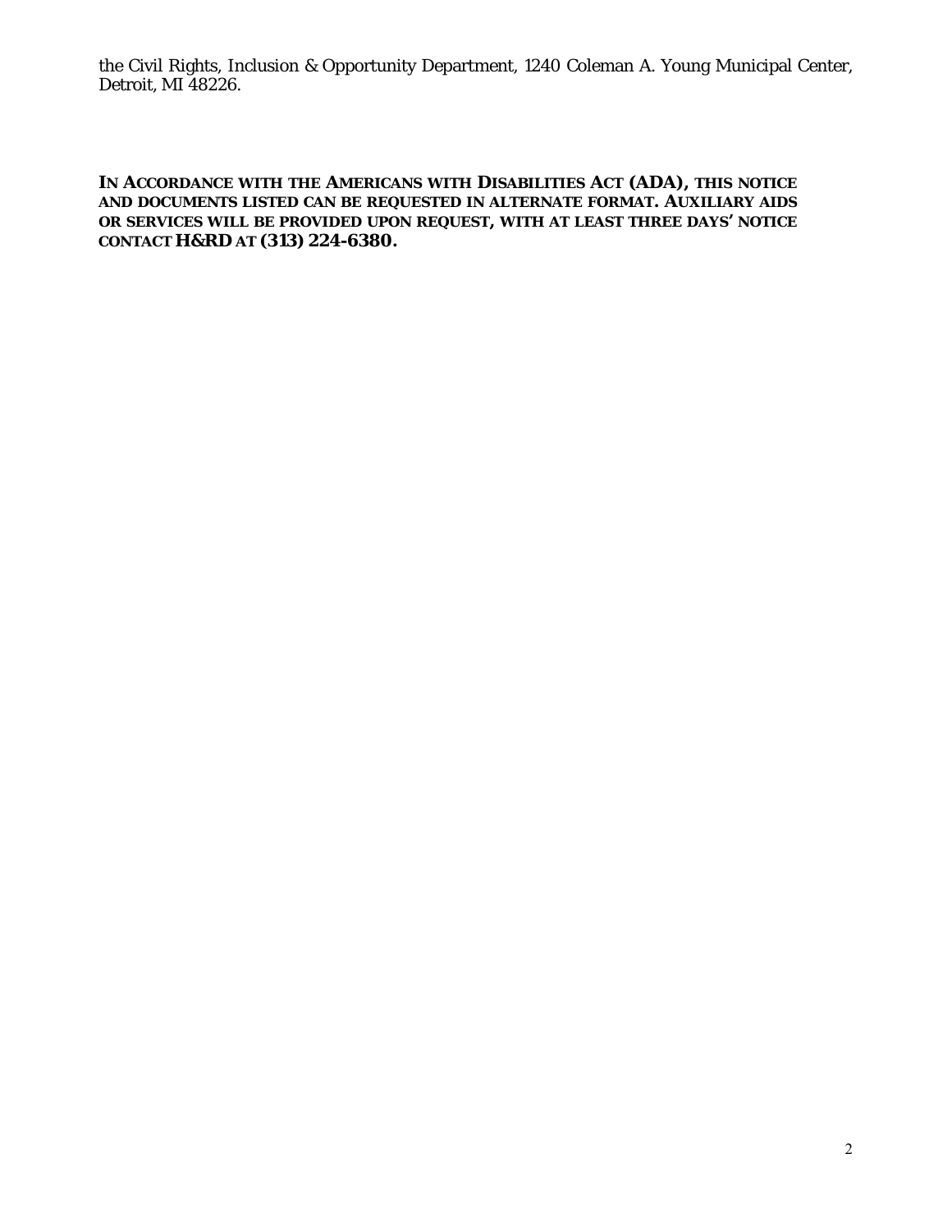the Civil Rights, Inclusion & Opportunity Department, 1240 Coleman A. Young Municipal Center, Detroit, MI 48226.

**IN ACCORDANCE WITH THE AMERICANS WITH DISABILITIES ACT (ADA), THIS NOTICE AND DOCUMENTS LISTED CAN BE REQUESTED IN ALTERNATE FORMAT. AUXILIARY AIDS OR SERVICES WILL BE PROVIDED UPON REQUEST, WITH AT LEAST THREE DAYS' NOTICE CONTACT H&RD AT (313) 224-6380.**